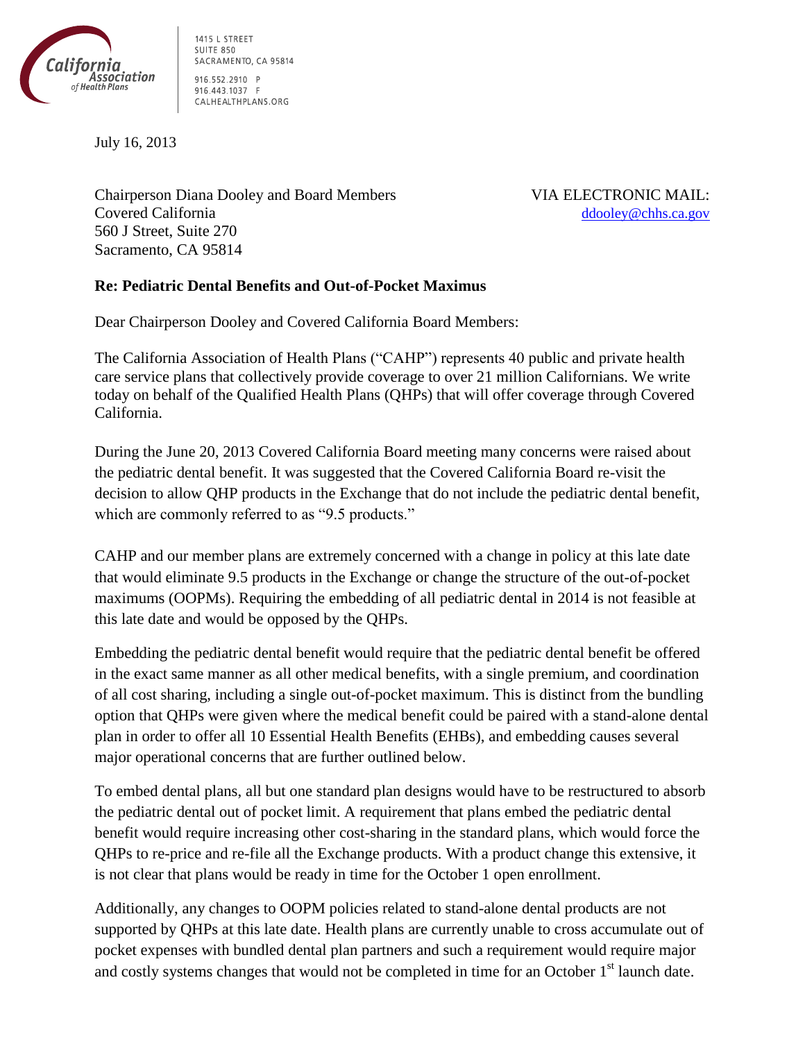California Association of Health Plans

1415 L STREET
SUITE 850
SACRAMENTO, CA 95814

916.552.2910 P
916.443.1037 F
CALHEALTHPLANS.ORG

July 16, 2013

Chairperson Diana Dooley and Board Members
Covered California
560 J Street, Suite 270
Sacramento, CA 95814

VIA ELECTRONIC MAIL:
ddooley@chhs.ca.gov

**Re: Pediatric Dental Benefits and Out-of-Pocket Maximus**

Dear Chairperson Dooley and Covered California Board Members:

The California Association of Health Plans ("CAHP") represents 40 public and private health care service plans that collectively provide coverage to over 21 million Californians. We write today on behalf of the Qualified Health Plans (QHPs) that will offer coverage through Covered California.

During the June 20, 2013 Covered California Board meeting many concerns were raised about the pediatric dental benefit. It was suggested that the Covered California Board re-visit the decision to allow QHP products in the Exchange that do not include the pediatric dental benefit, which are commonly referred to as "9.5 products."

CAHP and our member plans are extremely concerned with a change in policy at this late date that would eliminate 9.5 products in the Exchange or change the structure of the out-of-pocket maximums (OOPMs). Requiring the embedding of all pediatric dental in 2014 is not feasible at this late date and would be opposed by the QHPs.

Embedding the pediatric dental benefit would require that the pediatric dental benefit be offered in the exact same manner as all other medical benefits, with a single premium, and coordination of all cost sharing, including a single out-of-pocket maximum. This is distinct from the bundling option that QHPs were given where the medical benefit could be paired with a stand-alone dental plan in order to offer all 10 Essential Health Benefits (EHBs), and embedding causes several major operational concerns that are further outlined below.

To embed dental plans, all but one standard plan designs would have to be restructured to absorb the pediatric dental out of pocket limit. A requirement that plans embed the pediatric dental benefit would require increasing other cost-sharing in the standard plans, which would force the QHPs to re-price and re-file all the Exchange products. With a product change this extensive, it is not clear that plans would be ready in time for the October 1 open enrollment.

Additionally, any changes to OOPM policies related to stand-alone dental products are not supported by QHPs at this late date. Health plans are currently unable to cross accumulate out of pocket expenses with bundled dental plan partners and such a requirement would require major and costly systems changes that would not be completed in time for an October 1st launch date.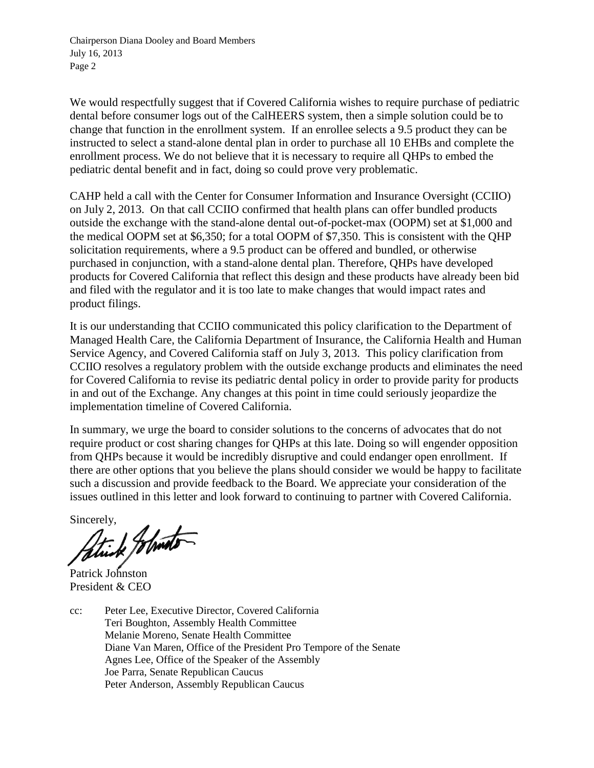We would respectfully suggest that if Covered California wishes to require purchase of pediatric dental before consumer logs out of the CalHEERS system, then a simple solution could be to change that function in the enrollment system. If an enrollee selects a 9.5 product they can be instructed to select a stand-alone dental plan in order to purchase all 10 EHBs and complete the enrollment process. We do not believe that it is necessary to require all QHPs to embed the pediatric dental benefit and in fact, doing so could prove very problematic.

CAHP held a call with the Center for Consumer Information and Insurance Oversight (CCIIO) on July 2, 2013. On that call CCIIO confirmed that health plans can offer bundled products outside the exchange with the stand-alone dental out-of-pocket-max (OOPM) set at $1,000 and the medical OOPM set at $6,350; for a total OOPM of $7,350. This is consistent with the QHP solicitation requirements, where a 9.5 product can be offered and bundled, or otherwise purchased in conjunction, with a stand-alone dental plan. Therefore, QHPs have developed products for Covered California that reflect this design and these products have already been bid and filed with the regulator and it is too late to make changes that would impact rates and product filings.

It is our understanding that CCIIO communicated this policy clarification to the Department of Managed Health Care, the California Department of Insurance, the California Health and Human Service Agency, and Covered California staff on July 3, 2013. This policy clarification from CCIIO resolves a regulatory problem with the outside exchange products and eliminates the need for Covered California to revise its pediatric dental policy in order to provide parity for products in and out of the Exchange. Any changes at this point in time could seriously jeopardize the implementation timeline of Covered California.

In summary, we urge the board to consider solutions to the concerns of advocates that do not require product or cost sharing changes for QHPs at this late. Doing so will engender opposition from QHPs because it would be incredibly disruptive and could endanger open enrollment. If there are other options that you believe the plans should consider we would be happy to facilitate such a discussion and provide feedback to the Board. We appreciate your consideration of the issues outlined in this letter and look forward to continuing to partner with Covered California.

Sincerely,

Patrick Johnston
President & CEO

cc: Peter Lee, Executive Director, Covered California
Teri Boughton, Assembly Health Committee
Melanie Moreno, Senate Health Committee
Diane Van Maren, Office of the President Pro Tempore of the Senate
Agnes Lee, Office of the Speaker of the Assembly
Joe Parra, Senate Republican Caucus
Peter Anderson, Assembly Republican Caucus